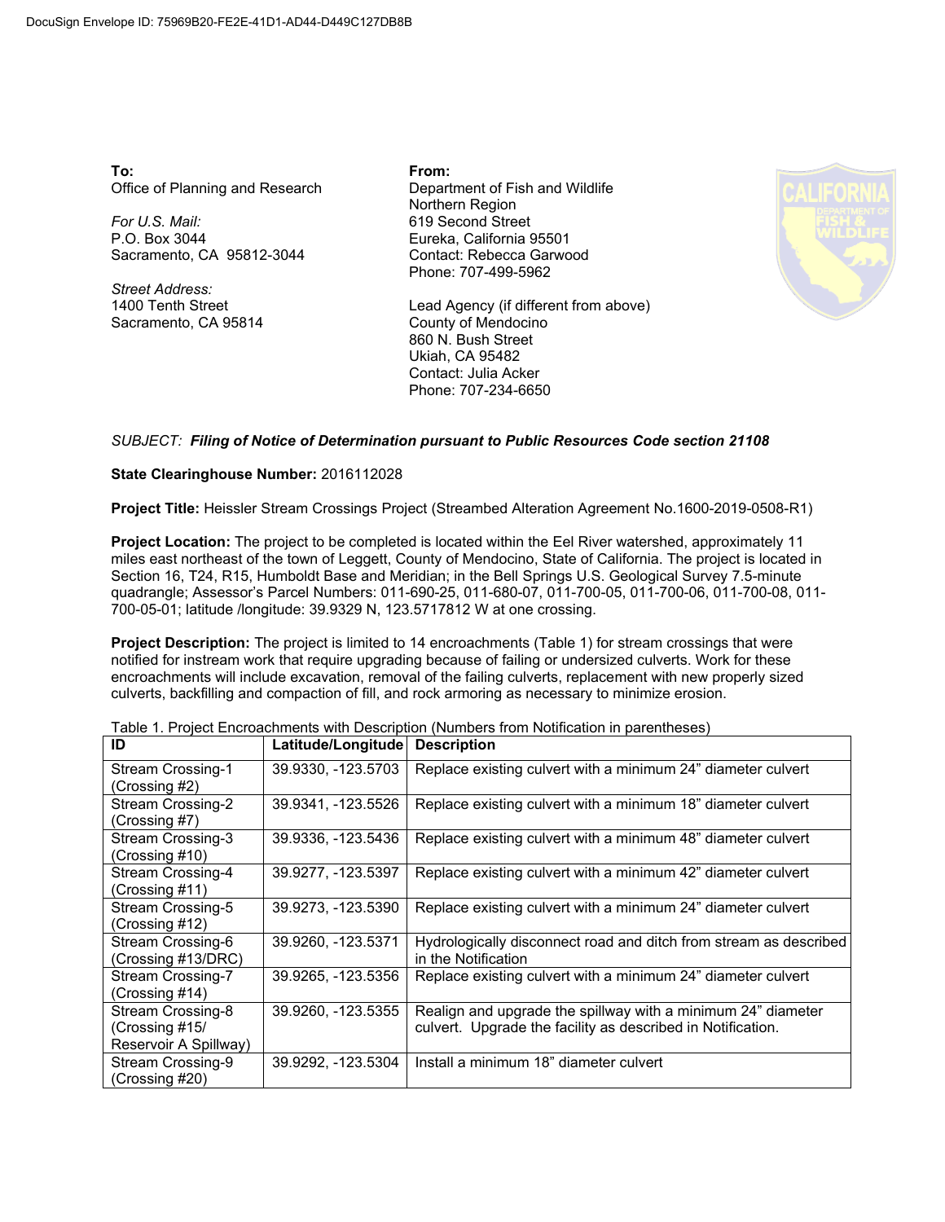DocuSign Envelope ID: 75969B20-FE2E-41D1-AD44-D449C127DB8B

**To:**
Office of Planning and Research

*For U.S. Mail:*
P.O. Box 3044
Sacramento, CA 95812-3044

*Street Address:*
1400 Tenth Street
Sacramento, CA 95814

**From:**
Department of Fish and Wildlife
Northern Region
619 Second Street
Eureka, California 95501
Contact: Rebecca Garwood
Phone: 707-499-5962

Lead Agency (if different from above)
County of Mendocino
860 N. Bush Street
Ukiah, CA 95482
Contact: Julia Acker
Phone: 707-234-6650

*SUBJECT:* ***Filing of Notice of Determination pursuant to Public Resources Code section 21108***

**State Clearinghouse Number:** 2016112028

**Project Title:** Heissler Stream Crossings Project (Streambed Alteration Agreement No.1600-2019-0508-R1)

**Project Location:** The project to be completed is located within the Eel River watershed, approximately 11 miles east northeast of the town of Leggett, County of Mendocino, State of California. The project is located in Section 16, T24, R15, Humboldt Base and Meridian; in the Bell Springs U.S. Geological Survey 7.5-minute quadrangle; Assessor's Parcel Numbers: 011-690-25, 011-680-07, 011-700-05, 011-700-06, 011-700-08, 011-700-05-01; latitude /longitude: 39.9329 N, 123.5717812 W at one crossing.

**Project Description:** The project is limited to 14 encroachments (Table 1) for stream crossings that were notified for instream work that require upgrading because of failing or undersized culverts. Work for these encroachments will include excavation, removal of the failing culverts, replacement with new properly sized culverts, backfilling and compaction of fill, and rock armoring as necessary to minimize erosion.

Table 1. Project Encroachments with Description (Numbers from Notification in parentheses)

| ID | Latitude/Longitude | Description |
|---|---|---|
| Stream Crossing-1 (Crossing #2) | 39.9330, -123.5703 | Replace existing culvert with a minimum 24" diameter culvert |
| Stream Crossing-2 (Crossing #7) | 39.9341, -123.5526 | Replace existing culvert with a minimum 18" diameter culvert |
| Stream Crossing-3 (Crossing #10) | 39.9336, -123.5436 | Replace existing culvert with a minimum 48" diameter culvert |
| Stream Crossing-4 (Crossing #11) | 39.9277, -123.5397 | Replace existing culvert with a minimum 42" diameter culvert |
| Stream Crossing-5 (Crossing #12) | 39.9273, -123.5390 | Replace existing culvert with a minimum 24" diameter culvert |
| Stream Crossing-6 (Crossing #13/DRC) | 39.9260, -123.5371 | Hydrologically disconnect road and ditch from stream as described in the Notification |
| Stream Crossing-7 (Crossing #14) | 39.9265, -123.5356 | Replace existing culvert with a minimum 24" diameter culvert |
| Stream Crossing-8 (Crossing #15/ Reservoir A Spillway) | 39.9260, -123.5355 | Realign and upgrade the spillway with a minimum 24" diameter culvert. Upgrade the facility as described in Notification. |
| Stream Crossing-9 (Crossing #20) | 39.9292, -123.5304 | Install a minimum 18" diameter culvert |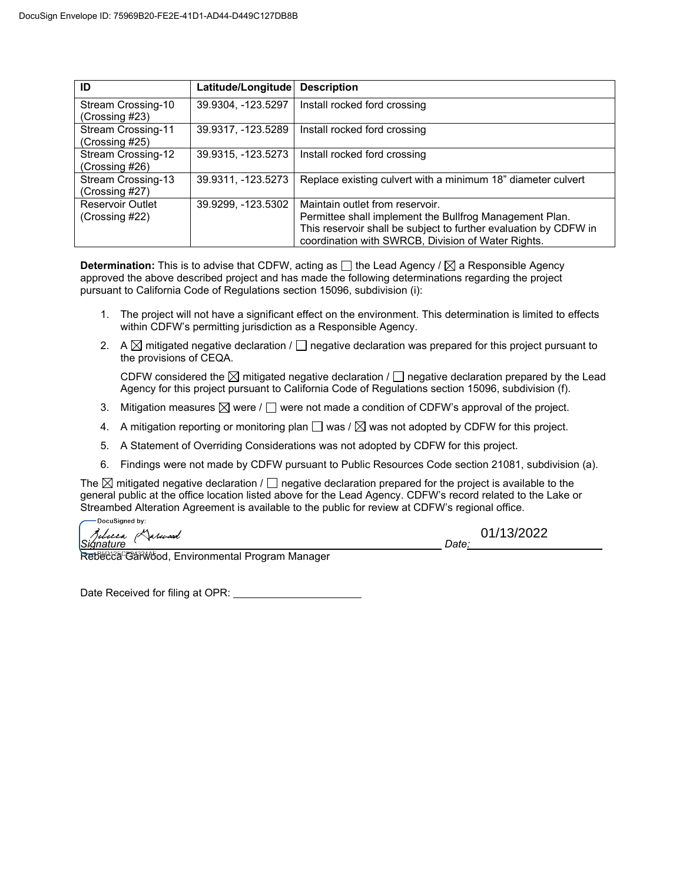| ID | Latitude/Longitude | Description |
|---|---|---|
| Stream Crossing-10 (Crossing #23) | 39.9304, -123.5297 | Install rocked ford crossing |
| Stream Crossing-11 (Crossing #25) | 39.9317, -123.5289 | Install rocked ford crossing |
| Stream Crossing-12 (Crossing #26) | 39.9315, -123.5273 | Install rocked ford crossing |
| Stream Crossing-13 (Crossing #27) | 39.9311, -123.5273 | Replace existing culvert with a minimum 18" diameter culvert |
| Reservoir Outlet (Crossing #22) | 39.9299, -123.5302 | Maintain outlet from reservoir. Permittee shall implement the Bullfrog Management Plan. This reservoir shall be subject to further evaluation by CDFW in coordination with SWRCB, Division of Water Rights. |

**Determination:** This is to advise that CDFW, acting as ☐ the Lead Agency / ☒ a Responsible Agency approved the above described project and has made the following determinations regarding the project pursuant to California Code of Regulations section 15096, subdivision (i):

1. The project will not have a significant effect on the environment. This determination is limited to effects within CDFW's permitting jurisdiction as a Responsible Agency.
2. A ☒ mitigated negative declaration / ☐ negative declaration was prepared for this project pursuant to the provisions of CEQA.

   CDFW considered the ☒ mitigated negative declaration / ☐ negative declaration prepared by the Lead Agency for this project pursuant to California Code of Regulations section 15096, subdivision (f).
3. Mitigation measures ☒ were / ☐ were not made a condition of CDFW's approval of the project.
4. A mitigation reporting or monitoring plan ☐ was / ☒ was not adopted by CDFW for this project.
5. A Statement of Overriding Considerations was not adopted by CDFW for this project.
6. Findings were not made by CDFW pursuant to Public Resources Code section 21081, subdivision (a).

The ☒ mitigated negative declaration / ☐ negative declaration prepared for the project is available to the general public at the office location listed above for the Lead Agency. CDFW's record related to the Lake or Streambed Alteration Agreement is available to the public for review at CDFW's regional office.

DocuSigned by:

*Signature* Date: 01/13/2022

Rebecca Garwood, Environmental Program Manager

Date Received for filing at OPR: ____________________